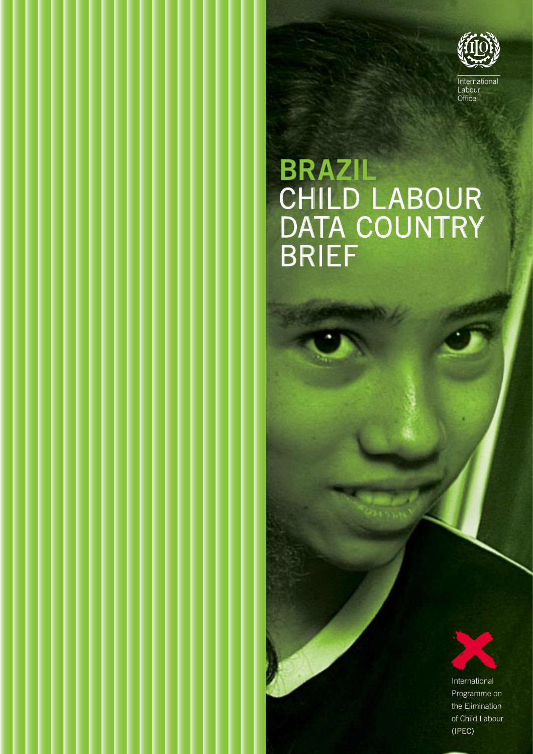International Labour Office

# BRAZIL CHILD LABOUR DATA COUNTRY BRIEF

International Programme on the Elimination of Child Labour (IPEC)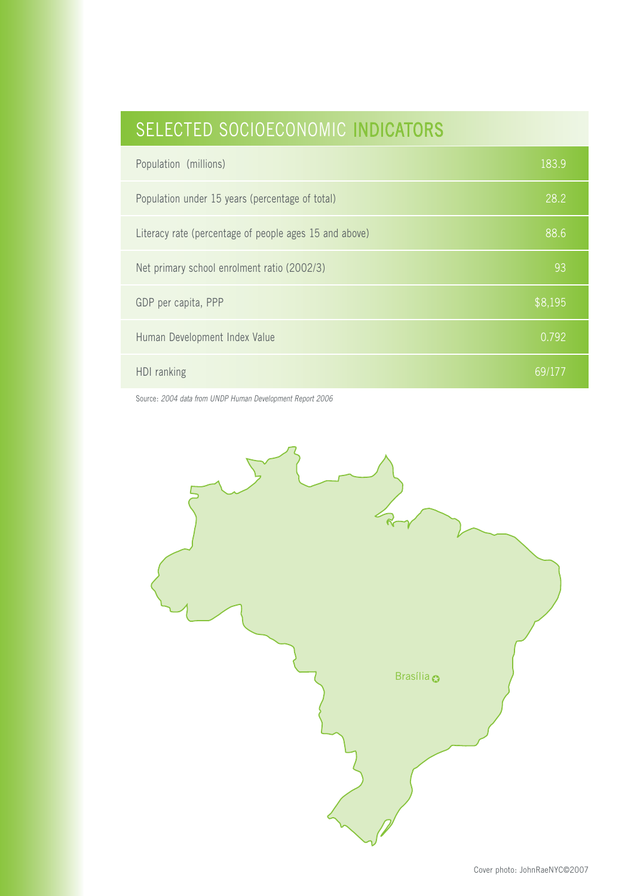## SELECTED SOCIOECONOMIC INDICATORS

| Indicator | Value |
|---|---|
| Population (millions) | 183.9 |
| Population under 15 years (percentage of total) | 28.2 |
| Literacy rate (percentage of people ages 15 and above) | 88.6 |
| Net primary school enrolment ratio (2002/3) | 93 |
| GDP per capita, PPP | $8,195 |
| Human Development Index Value | 0.792 |
| HDI ranking | 69/177 |

Source: *2004 data from UNDP Human Development Report 2006*

Brasília

Cover photo: JohnRaeNYC©2007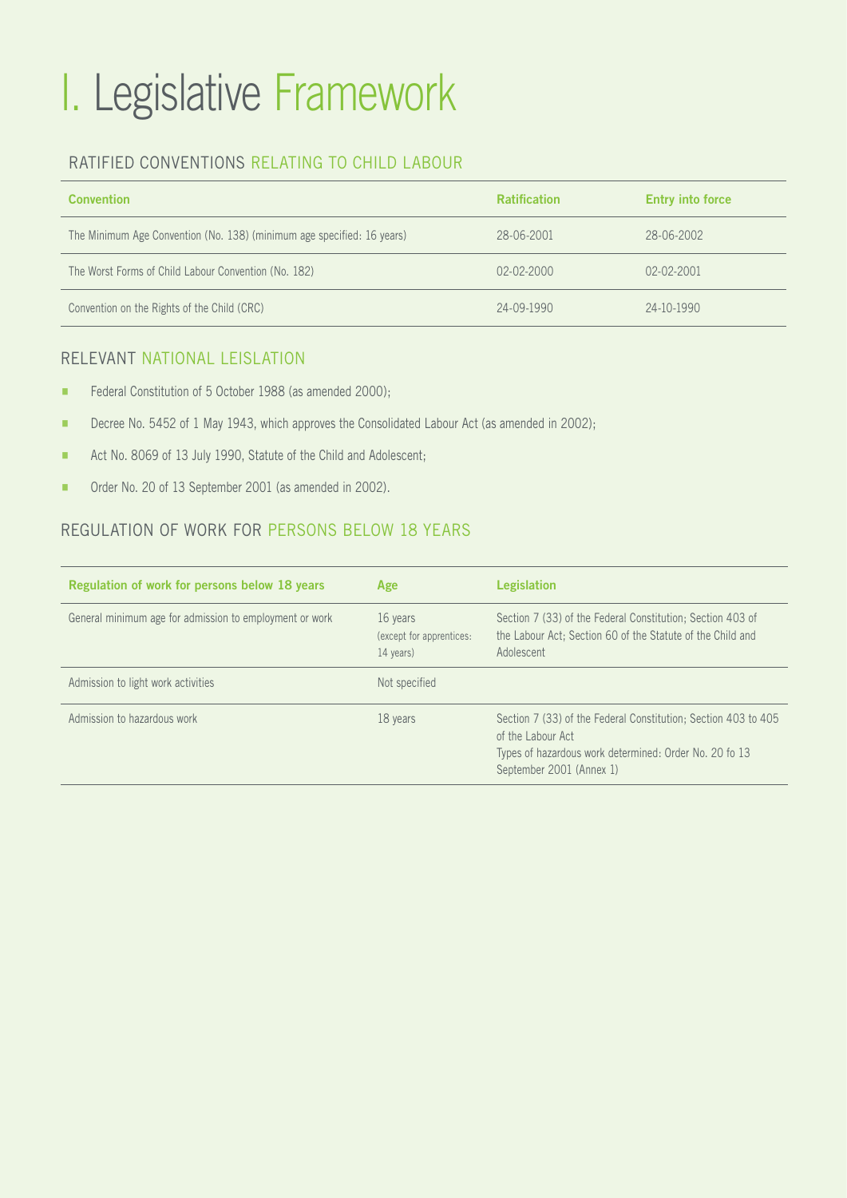# I. Legislative Framework

## RATIFIED CONVENTIONS RELATING TO CHILD LABOUR

| Convention | Ratification | Entry into force |
|---|---|---|
| The Minimum Age Convention (No. 138) (minimum age specified: 16 years) | 28-06-2001 | 28-06-2002 |
| The Worst Forms of Child Labour Convention (No. 182) | 02-02-2000 | 02-02-2001 |
| Convention on the Rights of the Child (CRC) | 24-09-1990 | 24-10-1990 |

## RELEVANT NATIONAL LEISLATION

- Federal Constitution of 5 October 1988 (as amended 2000);
- Decree No. 5452 of 1 May 1943, which approves the Consolidated Labour Act (as amended in 2002);
- Act No. 8069 of 13 July 1990, Statute of the Child and Adolescent;
- Order No. 20 of 13 September 2001 (as amended in 2002).

## REGULATION OF WORK FOR PERSONS BELOW 18 YEARS

| Regulation of work for persons below 18 years | Age | Legislation |
|---|---|---|
| General minimum age for admission to employment or work | 16 years (except for apprentices: 14 years) | Section 7 (33) of the Federal Constitution; Section 403 of the Labour Act; Section 60 of the Statute of the Child and Adolescent |
| Admission to light work activities | Not specified | |
| Admission to hazardous work | 18 years | Section 7 (33) of the Federal Constitution; Section 403 to 405 of the Labour Act<br>Types of hazardous work determined: Order No. 20 fo 13 September 2001 (Annex 1) |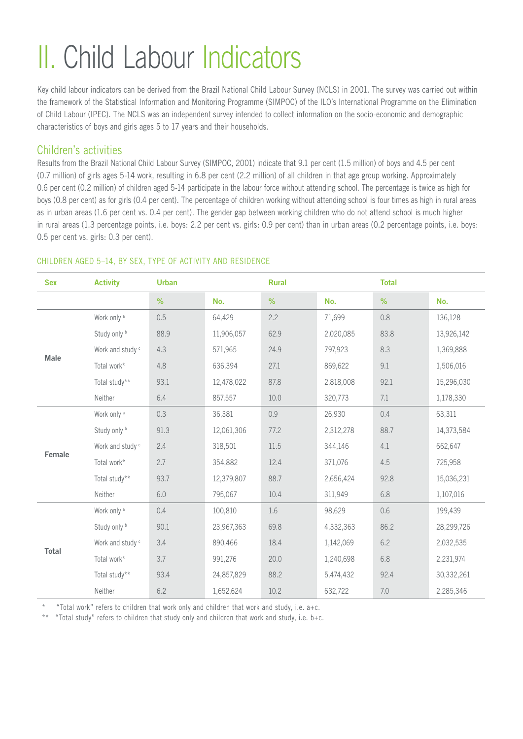# II. Child Labour Indicators

Key child labour indicators can be derived from the Brazil National Child Labour Survey (NCLS) in 2001. The survey was carried out within the framework of the Statistical Information and Monitoring Programme (SIMPOC) of the ILO's International Programme on the Elimination of Child Labour (IPEC). The NCLS was an independent survey intended to collect information on the socio-economic and demographic characteristics of boys and girls ages 5 to 17 years and their households.

## Children's activities

Results from the Brazil National Child Labour Survey (SIMPOC, 2001) indicate that 9.1 per cent (1.5 million) of boys and 4.5 per cent (0.7 million) of girls ages 5-14 work, resulting in 6.8 per cent (2.2 million) of all children in that age group working. Approximately 0.6 per cent (0.2 million) of children aged 5-14 participate in the labour force without attending school. The percentage is twice as high for boys (0.8 per cent) as for girls (0.4 per cent). The percentage of children working without attending school is four times as high in rural areas as in urban areas (1.6 per cent vs. 0.4 per cent). The gender gap between working children who do not attend school is much higher in rural areas (1.3 percentage points, i.e. boys: 2.2 per cent vs. girls: 0.9 per cent) than in urban areas (0.2 percentage points, i.e. boys: 0.5 per cent vs. girls: 0.3 per cent).

### CHILDREN AGED 5–14, BY SEX, TYPE OF ACTIVITY AND RESIDENCE

| Sex | Activity | Urban | | Rural | | Total | |
|---|---|---|---|---|---|---|---|
| | | % | No. | % | No. | % | No. |
| Male | Work only [a] | 0.5 | 64,429 | 2.2 | 71,699 | 0.8 | 136,128 |
| | Study only [b] | 88.9 | 11,906,057 | 62.9 | 2,020,085 | 83.8 | 13,926,142 |
| | Work and study [c] | 4.3 | 571,965 | 24.9 | 797,923 | 8.3 | 1,369,888 |
| | Total work* | 4.8 | 636,394 | 27.1 | 869,622 | 9.1 | 1,506,016 |
| | Total study** | 93.1 | 12,478,022 | 87.8 | 2,818,008 | 92.1 | 15,296,030 |
| | Neither | 6.4 | 857,557 | 10.0 | 320,773 | 7.1 | 1,178,330 |
| Female | Work only [a] | 0.3 | 36,381 | 0.9 | 26,930 | 0.4 | 63,311 |
| | Study only [b] | 91.3 | 12,061,306 | 77.2 | 2,312,278 | 88.7 | 14,373,584 |
| | Work and study [c] | 2.4 | 318,501 | 11.5 | 344,146 | 4.1 | 662,647 |
| | Total work* | 2.7 | 354,882 | 12.4 | 371,076 | 4.5 | 725,958 |
| | Total study** | 93.7 | 12,379,807 | 88.7 | 2,656,424 | 92.8 | 15,036,231 |
| | Neither | 6.0 | 795,067 | 10.4 | 311,949 | 6.8 | 1,107,016 |
| Total | Work only [a] | 0.4 | 100,810 | 1.6 | 98,629 | 0.6 | 199,439 |
| | Study only [b] | 90.1 | 23,967,363 | 69.8 | 4,332,363 | 86.2 | 28,299,726 |
| | Work and study [c] | 3.4 | 890,466 | 18.4 | 1,142,069 | 6.2 | 2,032,535 |
| | Total work* | 3.7 | 991,276 | 20.0 | 1,240,698 | 6.8 | 2,231,974 |
| | Total study** | 93.4 | 24,857,829 | 88.2 | 5,474,432 | 92.4 | 30,332,261 |
| | Neither | 6.2 | 1,652,624 | 10.2 | 632,722 | 7.0 | 2,285,346 |

\* "Total work" refers to children that work only and children that work and study, i.e. a+c.

\*\* "Total study" refers to children that study only and children that work and study, i.e. b+c.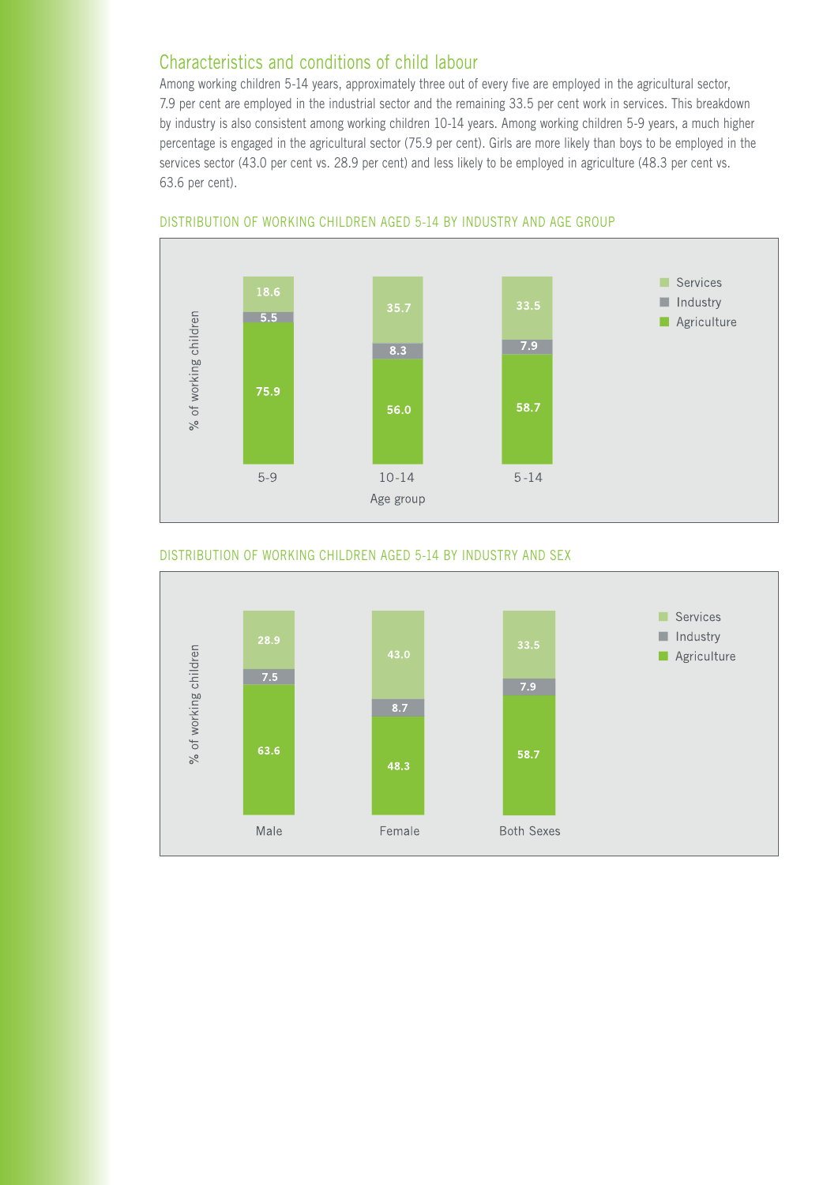## Characteristics and conditions of child labour

Among working children 5-14 years, approximately three out of every five are employed in the agricultural sector, 7.9 per cent are employed in the industrial sector and the remaining 33.5 per cent work in services. This breakdown by industry is also consistent among working children 10-14 years. Among working children 5-9 years, a much higher percentage is engaged in the agricultural sector (75.9 per cent). Girls are more likely than boys to be employed in the services sector (43.0 per cent vs. 28.9 per cent) and less likely to be employed in agriculture (48.3 per cent vs. 63.6 per cent).

DISTRIBUTION OF WORKING CHILDREN AGED 5-14 BY INDUSTRY AND AGE GROUP

| Age group | Agriculture | Industry | Services |
| --- | --- | --- | --- |
| 5-9 | 75.9 | 5.5 | 18.6 |
| 10-14 | 56.0 | 8.3 | 35.7 |
| 5-14 | 58.7 | 7.9 | 33.5 |

DISTRIBUTION OF WORKING CHILDREN AGED 5-14 BY INDUSTRY AND SEX

| Sex | Agriculture | Industry | Services |
| --- | --- | --- | --- |
| Male | 63.6 | 7.5 | 28.9 |
| Female | 48.3 | 8.7 | 43.0 |
| Both Sexes | 58.7 | 7.9 | 33.5 |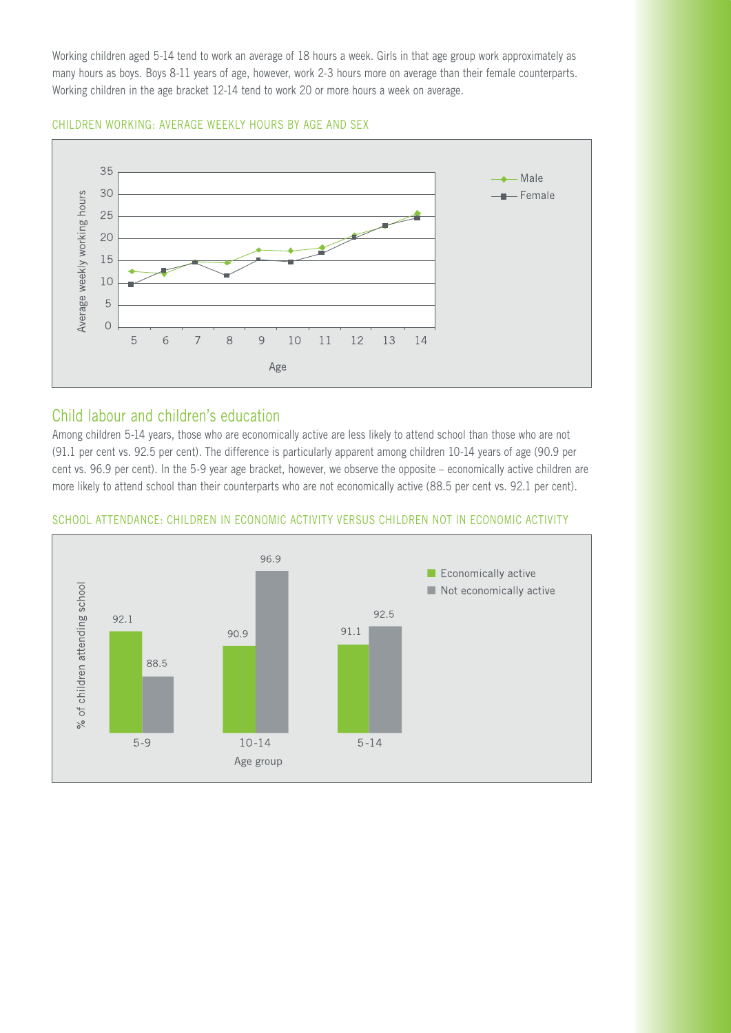Working children aged 5-14 tend to work an average of 18 hours a week. Girls in that age group work approximately as many hours as boys. Boys 8-11 years of age, however, work 2-3 hours more on average than their female counterparts. Working children in the age bracket 12-14 tend to work 20 or more hours a week on average.

CHILDREN WORKING: AVERAGE WEEKLY HOURS BY AGE AND SEX

## Child labour and children's education

Among children 5-14 years, those who are economically active are less likely to attend school than those who are not (91.1 per cent vs. 92.5 per cent). The difference is particularly apparent among children 10-14 years of age (90.9 per cent vs. 96.9 per cent). In the 5-9 year age bracket, however, we observe the opposite – economically active children are more likely to attend school than their counterparts who are not economically active (88.5 per cent vs. 92.1 per cent).

SCHOOL ATTENDANCE: CHILDREN IN ECONOMIC ACTIVITY VERSUS CHILDREN NOT IN ECONOMIC ACTIVITY

| Age group | Economically active | Not economically active |
| --- | --- | --- |
| 5-9 | 92.1 | 88.5 |
| 10-14 | 90.9 | 96.9 |
| 5-14 | 91.1 | 92.5 |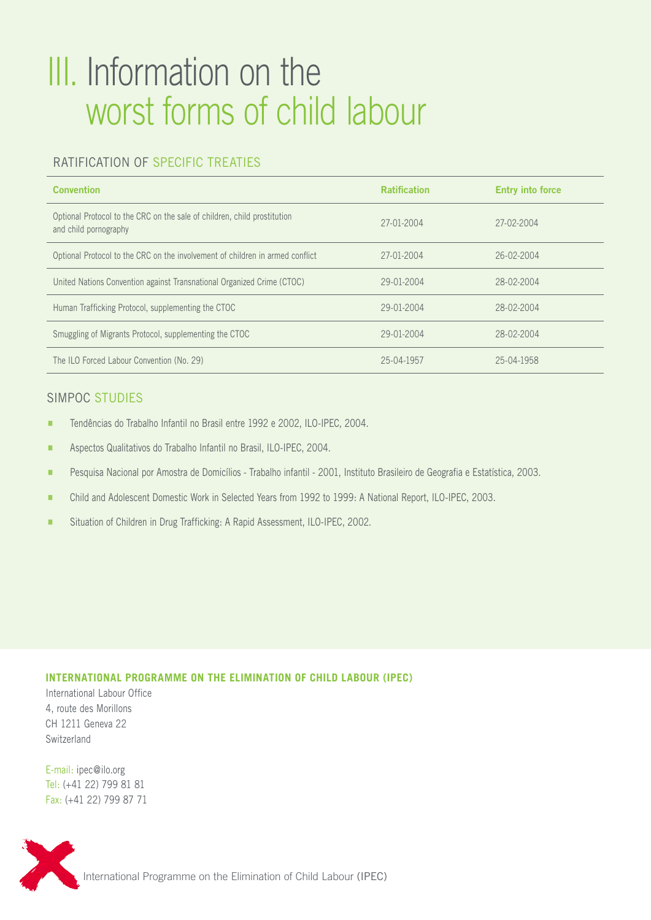# III. Information on the worst forms of child labour

## RATIFICATION OF SPECIFIC TREATIES

| Convention | Ratification | Entry into force |
|---|---|---|
| Optional Protocol to the CRC on the sale of children, child prostitution and child pornography | 27-01-2004 | 27-02-2004 |
| Optional Protocol to the CRC on the involvement of children in armed conflict | 27-01-2004 | 26-02-2004 |
| United Nations Convention against Transnational Organized Crime (CTOC) | 29-01-2004 | 28-02-2004 |
| Human Trafficking Protocol, supplementing the CTOC | 29-01-2004 | 28-02-2004 |
| Smuggling of Migrants Protocol, supplementing the CTOC | 29-01-2004 | 28-02-2004 |
| The ILO Forced Labour Convention (No. 29) | 25-04-1957 | 25-04-1958 |

## SIMPOC STUDIES

- Tendências do Trabalho Infantil no Brasil entre 1992 e 2002, ILO-IPEC, 2004.
- Aspectos Qualitativos do Trabalho Infantil no Brasil, ILO-IPEC, 2004.
- Pesquisa Nacional por Amostra de Domicílios - Trabalho infantil - 2001, Instituto Brasileiro de Geografia e Estatística, 2003.
- Child and Adolescent Domestic Work in Selected Years from 1992 to 1999: A National Report, ILO-IPEC, 2003.
- Situation of Children in Drug Trafficking: A Rapid Assessment, ILO-IPEC, 2002.

**INTERNATIONAL PROGRAMME ON THE ELIMINATION OF CHILD LABOUR (IPEC)**

International Labour Office
4, route des Morillons
CH 1211 Geneva 22
Switzerland

E-mail: ipec@ilo.org
Tel: (+41 22) 799 81 81
Fax: (+41 22) 799 87 71

International Programme on the Elimination of Child Labour (IPEC)